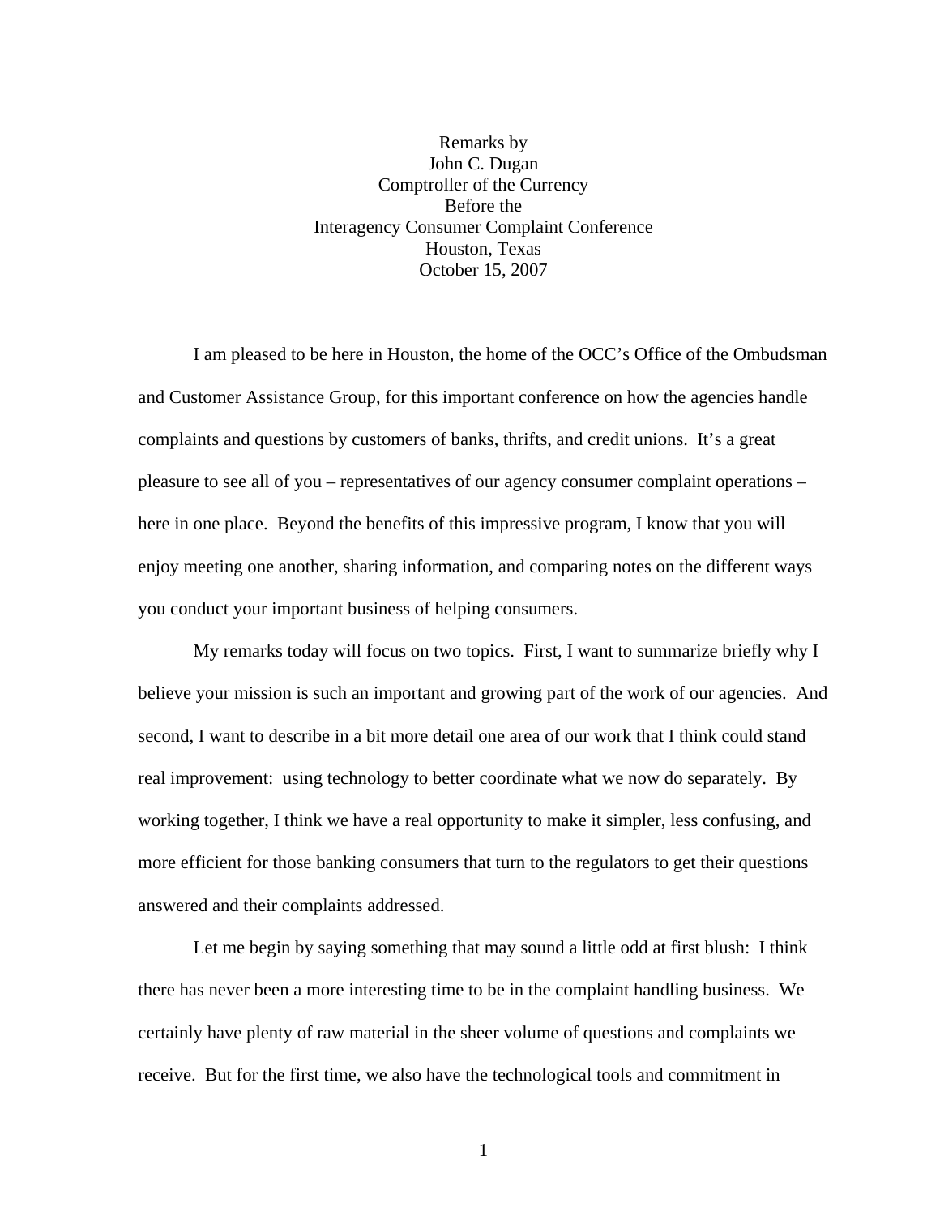Remarks by
John C. Dugan
Comptroller of the Currency
Before the
Interagency Consumer Complaint Conference
Houston, Texas
October 15, 2007

I am pleased to be here in Houston, the home of the OCC's Office of the Ombudsman and Customer Assistance Group, for this important conference on how the agencies handle complaints and questions by customers of banks, thrifts, and credit unions. It's a great pleasure to see all of you – representatives of our agency consumer complaint operations – here in one place. Beyond the benefits of this impressive program, I know that you will enjoy meeting one another, sharing information, and comparing notes on the different ways you conduct your important business of helping consumers.

My remarks today will focus on two topics. First, I want to summarize briefly why I believe your mission is such an important and growing part of the work of our agencies. And second, I want to describe in a bit more detail one area of our work that I think could stand real improvement: using technology to better coordinate what we now do separately. By working together, I think we have a real opportunity to make it simpler, less confusing, and more efficient for those banking consumers that turn to the regulators to get their questions answered and their complaints addressed.

Let me begin by saying something that may sound a little odd at first blush: I think there has never been a more interesting time to be in the complaint handling business. We certainly have plenty of raw material in the sheer volume of questions and complaints we receive. But for the first time, we also have the technological tools and commitment in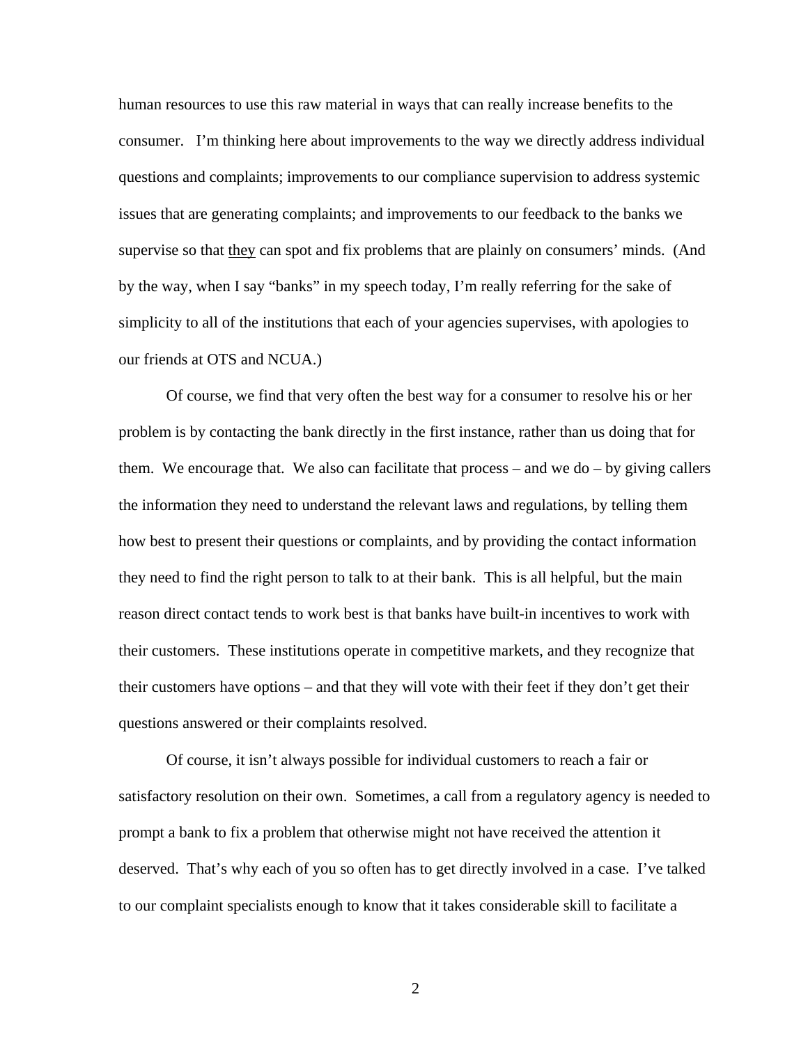human resources to use this raw material in ways that can really increase benefits to the consumer. I'm thinking here about improvements to the way we directly address individual questions and complaints; improvements to our compliance supervision to address systemic issues that are generating complaints; and improvements to our feedback to the banks we supervise so that <u>they</u> can spot and fix problems that are plainly on consumers' minds. (And by the way, when I say "banks" in my speech today, I'm really referring for the sake of simplicity to all of the institutions that each of your agencies supervises, with apologies to our friends at OTS and NCUA.)

Of course, we find that very often the best way for a consumer to resolve his or her problem is by contacting the bank directly in the first instance, rather than us doing that for them. We encourage that. We also can facilitate that process – and we do – by giving callers the information they need to understand the relevant laws and regulations, by telling them how best to present their questions or complaints, and by providing the contact information they need to find the right person to talk to at their bank. This is all helpful, but the main reason direct contact tends to work best is that banks have built-in incentives to work with their customers. These institutions operate in competitive markets, and they recognize that their customers have options – and that they will vote with their feet if they don't get their questions answered or their complaints resolved.

Of course, it isn't always possible for individual customers to reach a fair or satisfactory resolution on their own. Sometimes, a call from a regulatory agency is needed to prompt a bank to fix a problem that otherwise might not have received the attention it deserved. That's why each of you so often has to get directly involved in a case. I've talked to our complaint specialists enough to know that it takes considerable skill to facilitate a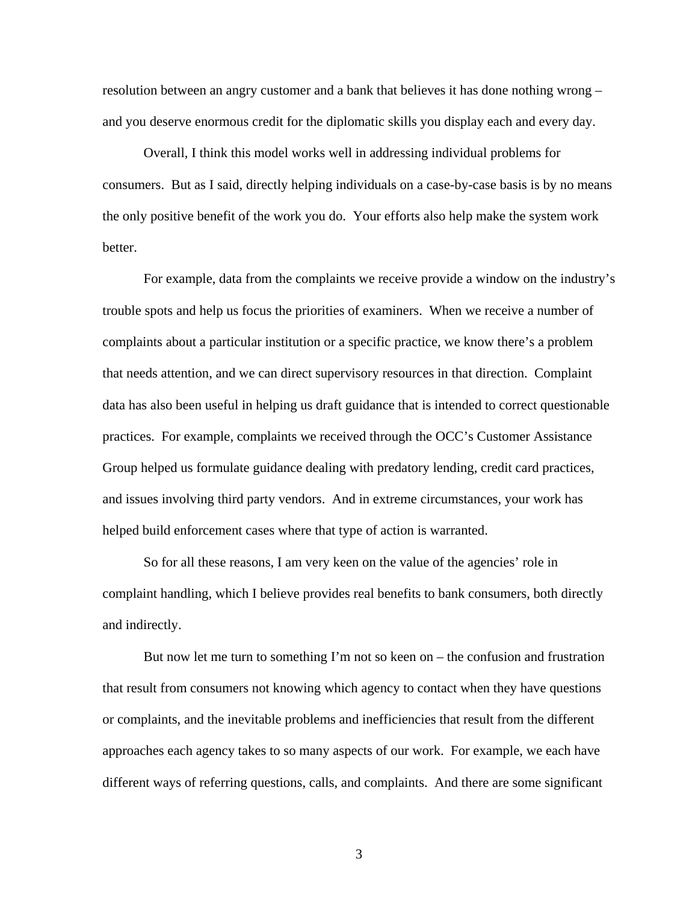resolution between an angry customer and a bank that believes it has done nothing wrong – and you deserve enormous credit for the diplomatic skills you display each and every day.

Overall, I think this model works well in addressing individual problems for consumers. But as I said, directly helping individuals on a case-by-case basis is by no means the only positive benefit of the work you do. Your efforts also help make the system work better.

For example, data from the complaints we receive provide a window on the industry's trouble spots and help us focus the priorities of examiners. When we receive a number of complaints about a particular institution or a specific practice, we know there's a problem that needs attention, and we can direct supervisory resources in that direction. Complaint data has also been useful in helping us draft guidance that is intended to correct questionable practices. For example, complaints we received through the OCC's Customer Assistance Group helped us formulate guidance dealing with predatory lending, credit card practices, and issues involving third party vendors. And in extreme circumstances, your work has helped build enforcement cases where that type of action is warranted.

So for all these reasons, I am very keen on the value of the agencies' role in complaint handling, which I believe provides real benefits to bank consumers, both directly and indirectly.

But now let me turn to something I'm not so keen on – the confusion and frustration that result from consumers not knowing which agency to contact when they have questions or complaints, and the inevitable problems and inefficiencies that result from the different approaches each agency takes to so many aspects of our work. For example, we each have different ways of referring questions, calls, and complaints. And there are some significant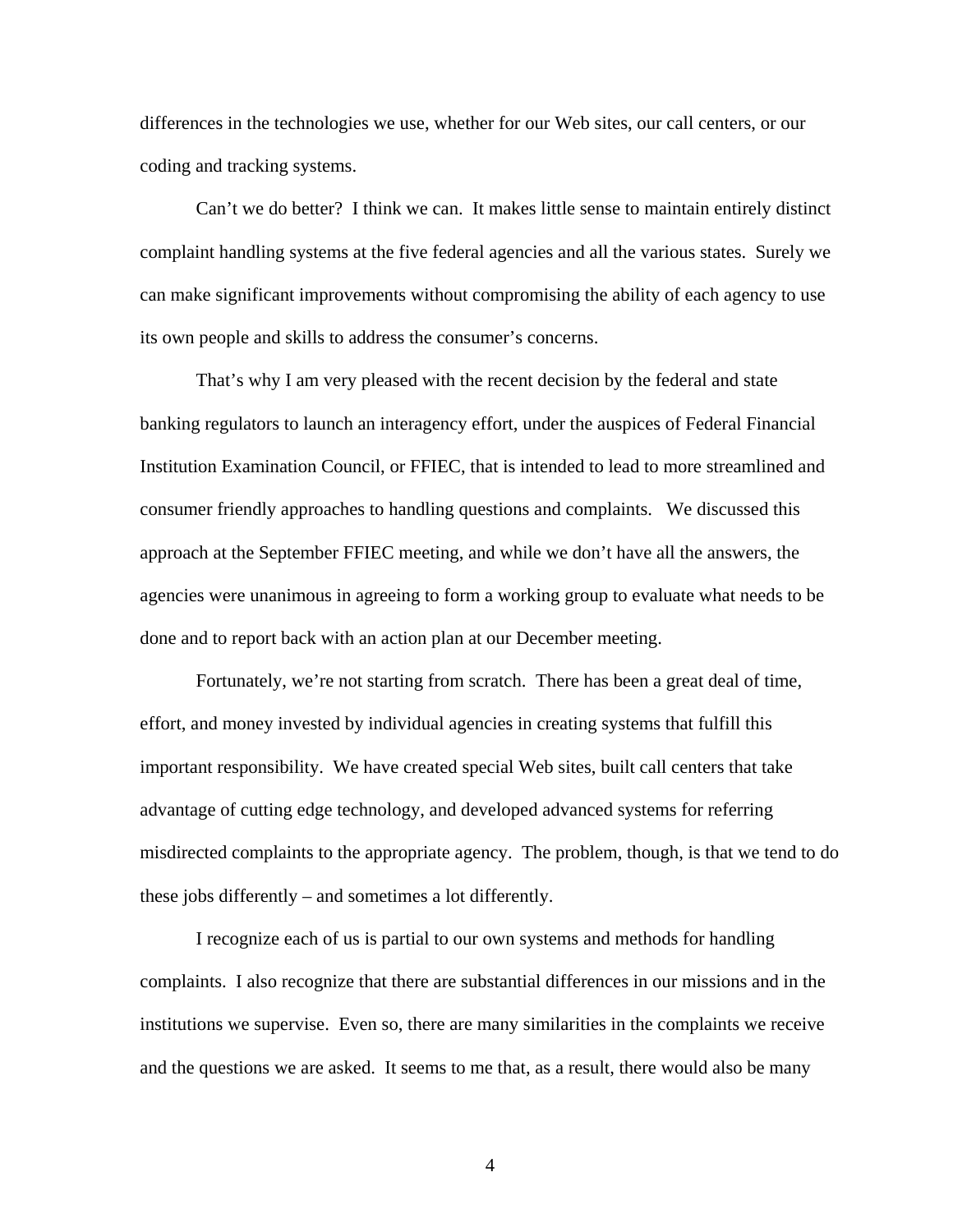differences in the technologies we use, whether for our Web sites, our call centers, or our coding and tracking systems.

Can't we do better? I think we can. It makes little sense to maintain entirely distinct complaint handling systems at the five federal agencies and all the various states. Surely we can make significant improvements without compromising the ability of each agency to use its own people and skills to address the consumer's concerns.

That's why I am very pleased with the recent decision by the federal and state banking regulators to launch an interagency effort, under the auspices of Federal Financial Institution Examination Council, or FFIEC, that is intended to lead to more streamlined and consumer friendly approaches to handling questions and complaints. We discussed this approach at the September FFIEC meeting, and while we don't have all the answers, the agencies were unanimous in agreeing to form a working group to evaluate what needs to be done and to report back with an action plan at our December meeting.

Fortunately, we're not starting from scratch. There has been a great deal of time, effort, and money invested by individual agencies in creating systems that fulfill this important responsibility. We have created special Web sites, built call centers that take advantage of cutting edge technology, and developed advanced systems for referring misdirected complaints to the appropriate agency. The problem, though, is that we tend to do these jobs differently – and sometimes a lot differently.

I recognize each of us is partial to our own systems and methods for handling complaints. I also recognize that there are substantial differences in our missions and in the institutions we supervise. Even so, there are many similarities in the complaints we receive and the questions we are asked. It seems to me that, as a result, there would also be many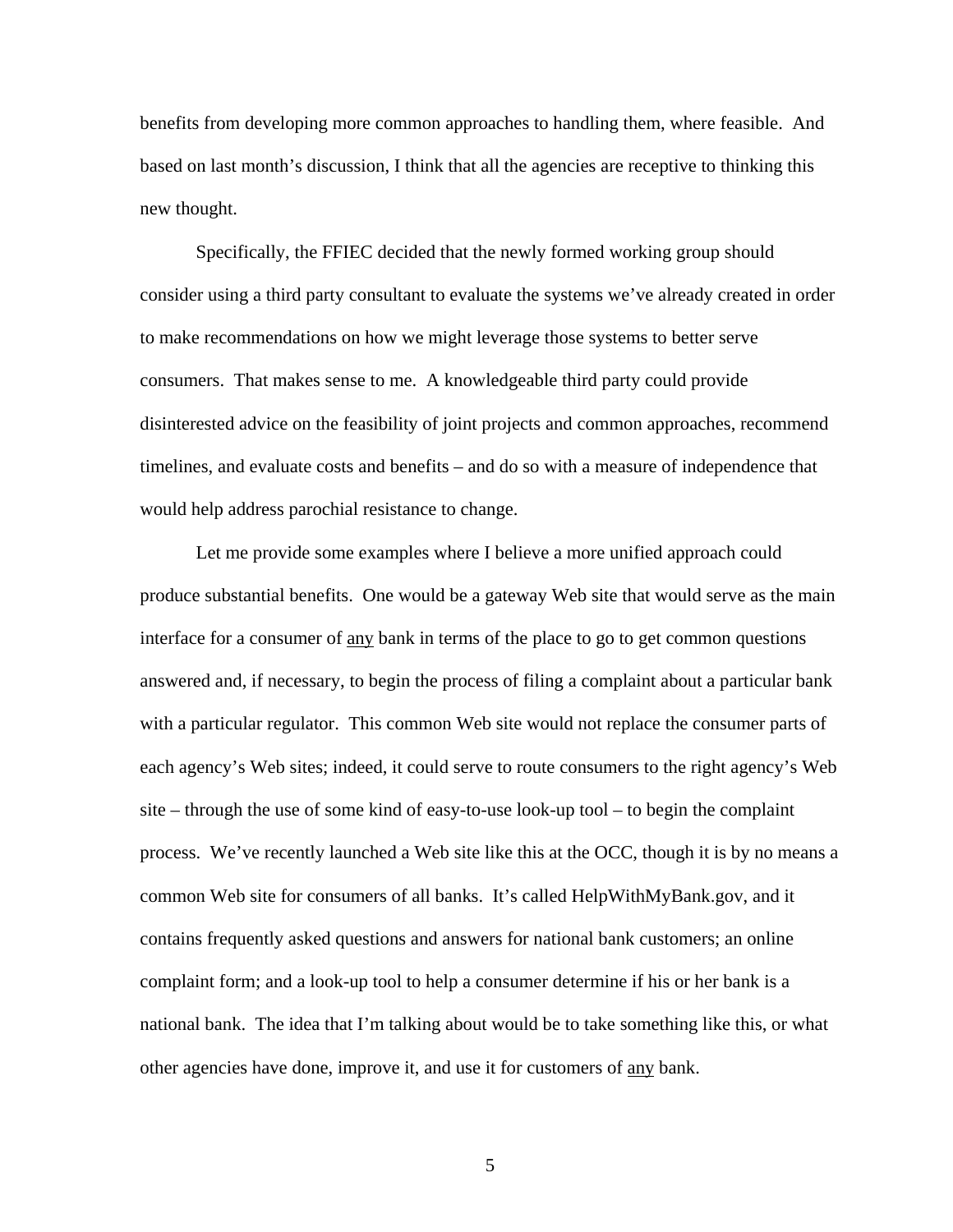benefits from developing more common approaches to handling them, where feasible. And based on last month's discussion, I think that all the agencies are receptive to thinking this new thought.

Specifically, the FFIEC decided that the newly formed working group should consider using a third party consultant to evaluate the systems we've already created in order to make recommendations on how we might leverage those systems to better serve consumers. That makes sense to me. A knowledgeable third party could provide disinterested advice on the feasibility of joint projects and common approaches, recommend timelines, and evaluate costs and benefits – and do so with a measure of independence that would help address parochial resistance to change.

Let me provide some examples where I believe a more unified approach could produce substantial benefits. One would be a gateway Web site that would serve as the main interface for a consumer of <u>any</u> bank in terms of the place to go to get common questions answered and, if necessary, to begin the process of filing a complaint about a particular bank with a particular regulator. This common Web site would not replace the consumer parts of each agency's Web sites; indeed, it could serve to route consumers to the right agency's Web site – through the use of some kind of easy-to-use look-up tool – to begin the complaint process. We've recently launched a Web site like this at the OCC, though it is by no means a common Web site for consumers of all banks. It's called HelpWithMyBank.gov, and it contains frequently asked questions and answers for national bank customers; an online complaint form; and a look-up tool to help a consumer determine if his or her bank is a national bank. The idea that I'm talking about would be to take something like this, or what other agencies have done, improve it, and use it for customers of <u>any</u> bank.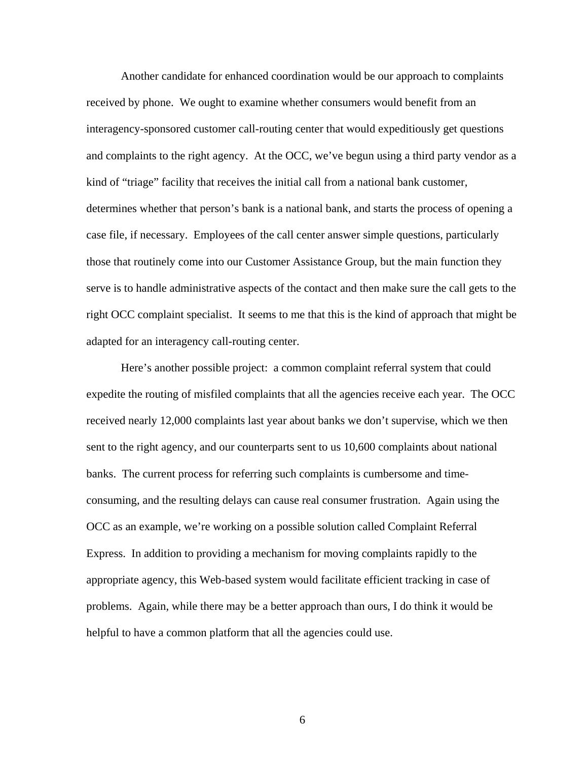Another candidate for enhanced coordination would be our approach to complaints received by phone. We ought to examine whether consumers would benefit from an interagency-sponsored customer call-routing center that would expeditiously get questions and complaints to the right agency. At the OCC, we've begun using a third party vendor as a kind of "triage" facility that receives the initial call from a national bank customer, determines whether that person's bank is a national bank, and starts the process of opening a case file, if necessary. Employees of the call center answer simple questions, particularly those that routinely come into our Customer Assistance Group, but the main function they serve is to handle administrative aspects of the contact and then make sure the call gets to the right OCC complaint specialist. It seems to me that this is the kind of approach that might be adapted for an interagency call-routing center.

Here's another possible project: a common complaint referral system that could expedite the routing of misfiled complaints that all the agencies receive each year. The OCC received nearly 12,000 complaints last year about banks we don't supervise, which we then sent to the right agency, and our counterparts sent to us 10,600 complaints about national banks. The current process for referring such complaints is cumbersome and time-consuming, and the resulting delays can cause real consumer frustration. Again using the OCC as an example, we're working on a possible solution called Complaint Referral Express. In addition to providing a mechanism for moving complaints rapidly to the appropriate agency, this Web-based system would facilitate efficient tracking in case of problems. Again, while there may be a better approach than ours, I do think it would be helpful to have a common platform that all the agencies could use.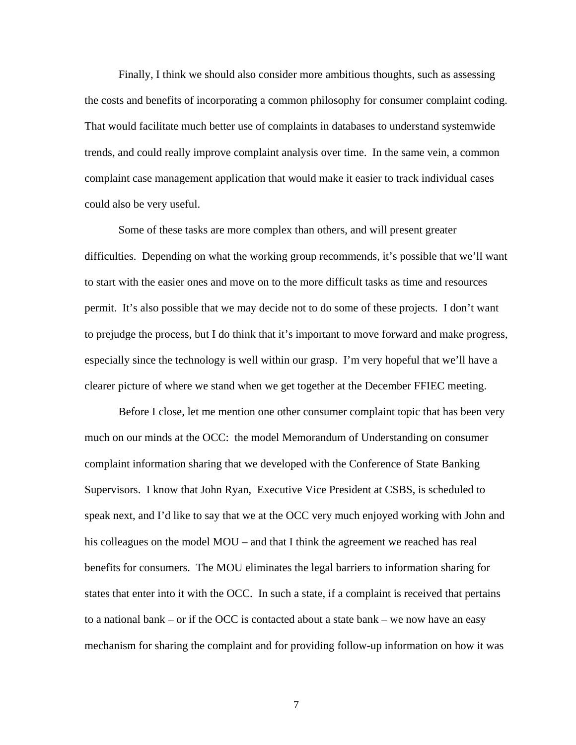Finally, I think we should also consider more ambitious thoughts, such as assessing the costs and benefits of incorporating a common philosophy for consumer complaint coding. That would facilitate much better use of complaints in databases to understand systemwide trends, and could really improve complaint analysis over time. In the same vein, a common complaint case management application that would make it easier to track individual cases could also be very useful.

Some of these tasks are more complex than others, and will present greater difficulties. Depending on what the working group recommends, it's possible that we'll want to start with the easier ones and move on to the more difficult tasks as time and resources permit. It's also possible that we may decide not to do some of these projects. I don't want to prejudge the process, but I do think that it's important to move forward and make progress, especially since the technology is well within our grasp. I'm very hopeful that we'll have a clearer picture of where we stand when we get together at the December FFIEC meeting.

Before I close, let me mention one other consumer complaint topic that has been very much on our minds at the OCC: the model Memorandum of Understanding on consumer complaint information sharing that we developed with the Conference of State Banking Supervisors. I know that John Ryan, Executive Vice President at CSBS, is scheduled to speak next, and I'd like to say that we at the OCC very much enjoyed working with John and his colleagues on the model MOU – and that I think the agreement we reached has real benefits for consumers. The MOU eliminates the legal barriers to information sharing for states that enter into it with the OCC. In such a state, if a complaint is received that pertains to a national bank – or if the OCC is contacted about a state bank – we now have an easy mechanism for sharing the complaint and for providing follow-up information on how it was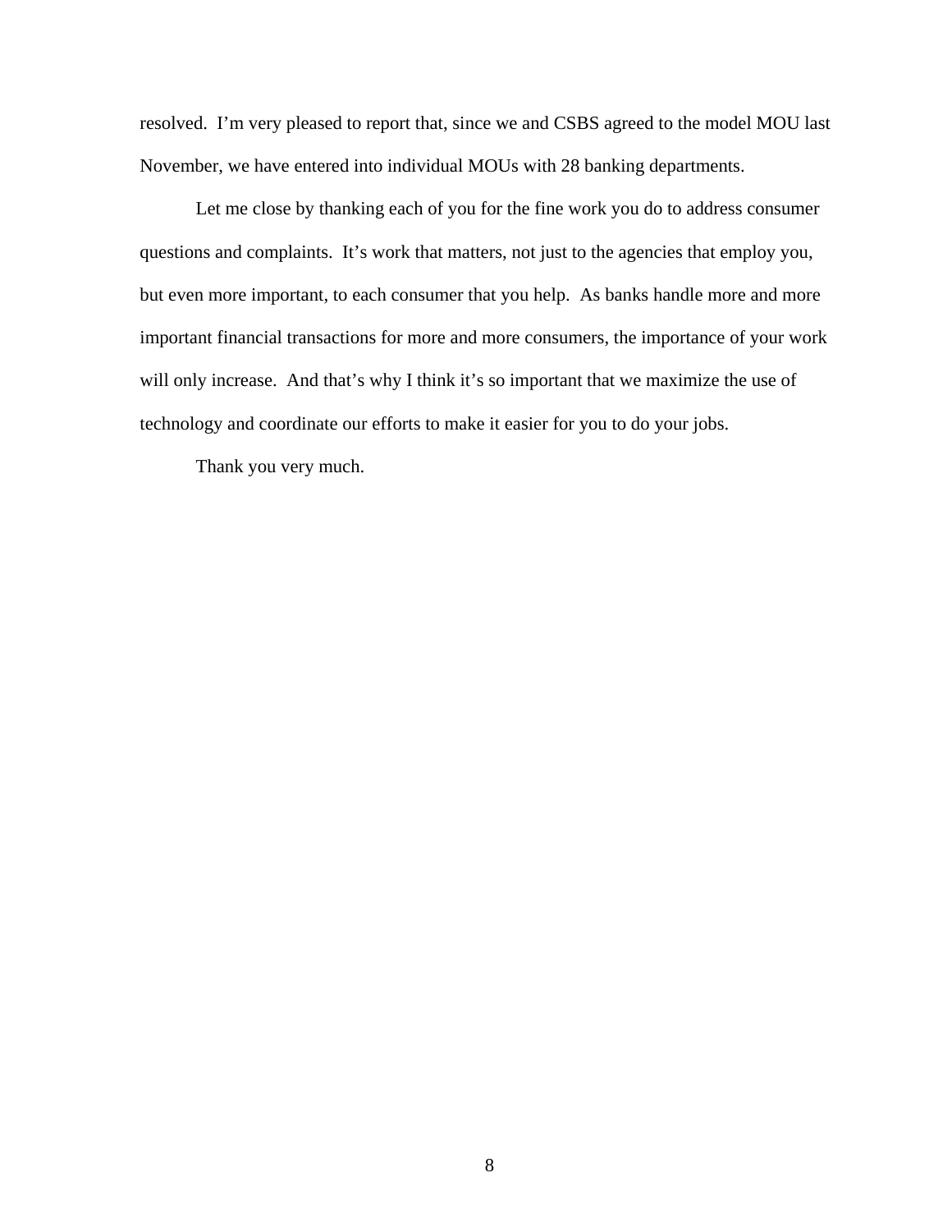resolved. I'm very pleased to report that, since we and CSBS agreed to the model MOU last November, we have entered into individual MOUs with 28 banking departments.

Let me close by thanking each of you for the fine work you do to address consumer questions and complaints. It's work that matters, not just to the agencies that employ you, but even more important, to each consumer that you help. As banks handle more and more important financial transactions for more and more consumers, the importance of your work will only increase. And that's why I think it's so important that we maximize the use of technology and coordinate our efforts to make it easier for you to do your jobs.

Thank you very much.